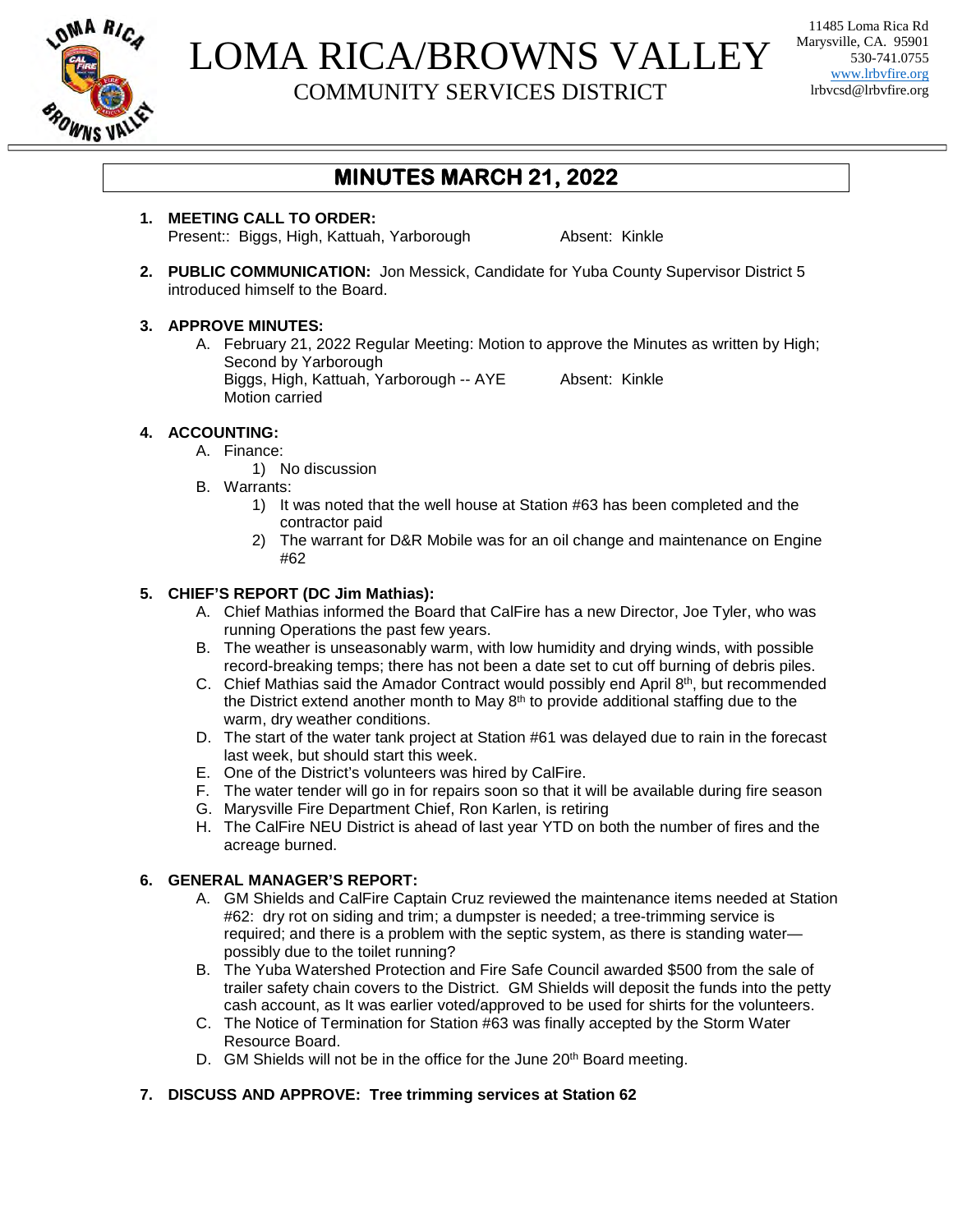# LOMA RICA/BROWNS VALLEY

COMMUNITY SERVICES DISTRICT

11485 Loma Rica Rd
Marysville, CA. 95901
530-741.0755
www.lrbvfire.org
lrbvcsd@lrbvfire.org

## MINUTES MARCH 21, 2022

1. **MEETING CALL TO ORDER:**
   Present:: Biggs, High, Kattuah, Yarborough     Absent: Kinkle

2. **PUBLIC COMMUNICATION:** Jon Messick, Candidate for Yuba County Supervisor District 5 introduced himself to the Board.

3. **APPROVE MINUTES:**
   A. February 21, 2022 Regular Meeting: Motion to approve the Minutes as written by High; Second by Yarborough
   Biggs, High, Kattuah, Yarborough -- AYE     Absent: Kinkle
   Motion carried

4. **ACCOUNTING:**
   A. Finance:
      1) No discussion
   B. Warrants:
      1) It was noted that the well house at Station #63 has been completed and the contractor paid
      2) The warrant for D&R Mobile was for an oil change and maintenance on Engine #62

5. **CHIEF'S REPORT (DC Jim Mathias):**
   A. Chief Mathias informed the Board that CalFire has a new Director, Joe Tyler, who was running Operations the past few years.
   B. The weather is unseasonably warm, with low humidity and drying winds, with possible record-breaking temps; there has not been a date set to cut off burning of debris piles.
   C. Chief Mathias said the Amador Contract would possibly end April 8th, but recommended the District extend another month to May 8th to provide additional staffing due to the warm, dry weather conditions.
   D. The start of the water tank project at Station #61 was delayed due to rain in the forecast last week, but should start this week.
   E. One of the District's volunteers was hired by CalFire.
   F. The water tender will go in for repairs soon so that it will be available during fire season
   G. Marysville Fire Department Chief, Ron Karlen, is retiring
   H. The CalFire NEU District is ahead of last year YTD on both the number of fires and the acreage burned.

6. **GENERAL MANAGER'S REPORT:**
   A. GM Shields and CalFire Captain Cruz reviewed the maintenance items needed at Station #62: dry rot on siding and trim; a dumpster is needed; a tree-trimming service is required; and there is a problem with the septic system, as there is standing water—possibly due to the toilet running?
   B. The Yuba Watershed Protection and Fire Safe Council awarded $500 from the sale of trailer safety chain covers to the District. GM Shields will deposit the funds into the petty cash account, as It was earlier voted/approved to be used for shirts for the volunteers.
   C. The Notice of Termination for Station #63 was finally accepted by the Storm Water Resource Board.
   D. GM Shields will not be in the office for the June 20th Board meeting.

7. **DISCUSS AND APPROVE: Tree trimming services at Station 62**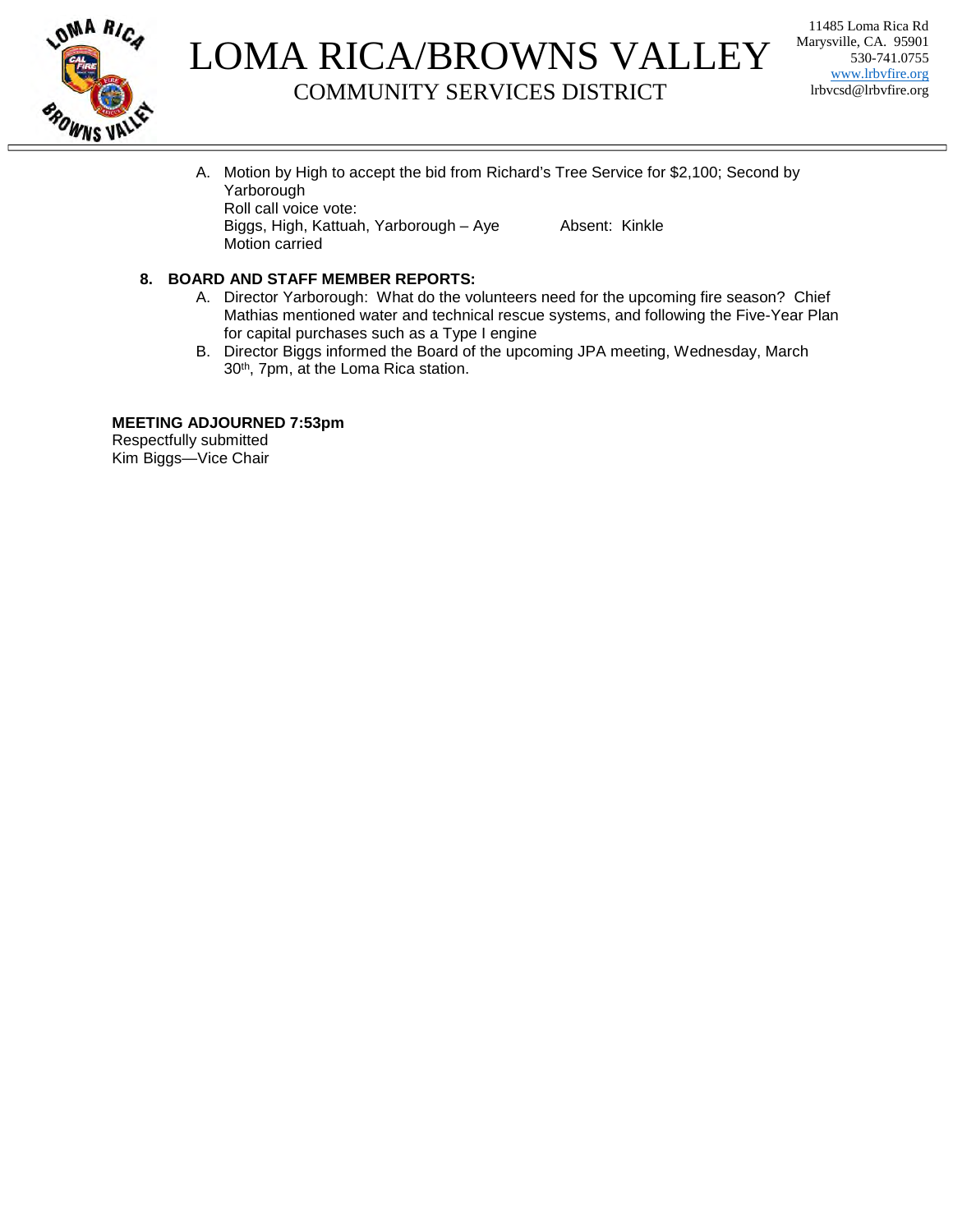A. Motion by High to accept the bid from Richard's Tree Service for $2,100; Second by Yarborough
   Roll call voice vote:
   Biggs, High, Kattuah, Yarborough – Aye        Absent: Kinkle
   Motion carried

**8. BOARD AND STAFF MEMBER REPORTS:**

A. Director Yarborough: What do the volunteers need for the upcoming fire season? Chief Mathias mentioned water and technical rescue systems, and following the Five-Year Plan for capital purchases such as a Type I engine
B. Director Biggs informed the Board of the upcoming JPA meeting, Wednesday, March 30th, 7pm, at the Loma Rica station.

**MEETING ADJOURNED 7:53pm**
Respectfully submitted
Kim Biggs—Vice Chair